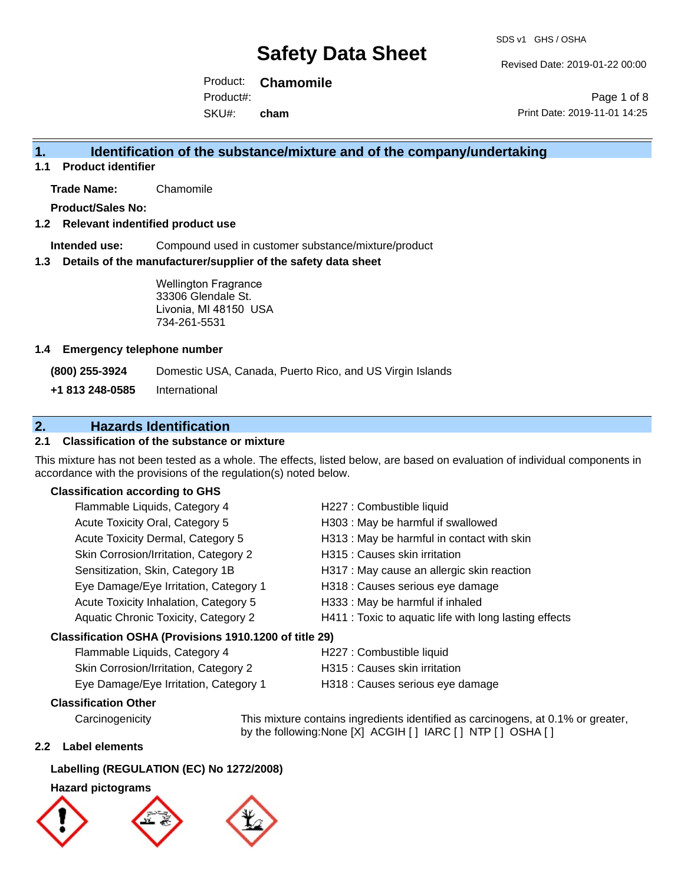# Safety Data Sheet

SDS v1 GHS / OSHA

Revised Date: 2019-01-22 00:00

Product: **Chamomile**

Product#:

SKU#: **cham**

Print Date: 2019-11-01 14:25

## 1. Identification of the substance/mixture and of the company/undertaking

### 1.1 Product identifier

**Trade Name:** Chamomile

**Product/Sales No:**

### 1.2 Relevant indentified product use

**Intended use:** Compound used in customer substance/mixture/product

### 1.3 Details of the manufacturer/supplier of the safety data sheet

Wellington Fragrance
33306 Glendale St.
Livonia, MI 48150 USA
734-261-5531

### 1.4 Emergency telephone number

**(800) 255-3924** Domestic USA, Canada, Puerto Rico, and US Virgin Islands

**+1 813 248-0585** International

## 2. Hazards Identification

### 2.1 Classification of the substance or mixture

This mixture has not been tested as a whole. The effects, listed below, are based on evaluation of individual components in accordance with the provisions of the regulation(s) noted below.

**Classification according to GHS**

| | |
|---|---|
| Flammable Liquids, Category 4 | H227 : Combustible liquid |
| Acute Toxicity Oral, Category 5 | H303 : May be harmful if swallowed |
| Acute Toxicity Dermal, Category 5 | H313 : May be harmful in contact with skin |
| Skin Corrosion/Irritation, Category 2 | H315 : Causes skin irritation |
| Sensitization, Skin, Category 1B | H317 : May cause an allergic skin reaction |
| Eye Damage/Eye Irritation, Category 1 | H318 : Causes serious eye damage |
| Acute Toxicity Inhalation, Category 5 | H333 : May be harmful if inhaled |
| Aquatic Chronic Toxicity, Category 2 | H411 : Toxic to aquatic life with long lasting effects |

**Classification OSHA (Provisions 1910.1200 of title 29)**

| | |
|---|---|
| Flammable Liquids, Category 4 | H227 : Combustible liquid |
| Skin Corrosion/Irritation, Category 2 | H315 : Causes skin irritation |
| Eye Damage/Eye Irritation, Category 1 | H318 : Causes serious eye damage |

**Classification Other**

Carcinogenicity — This mixture contains ingredients identified as carcinogens, at 0.1% or greater, by the following:None [X] ACGIH [ ] IARC [ ] NTP [ ] OSHA [ ]

### 2.2 Label elements

**Labelling (REGULATION (EC) No 1272/2008)**

**Hazard pictograms**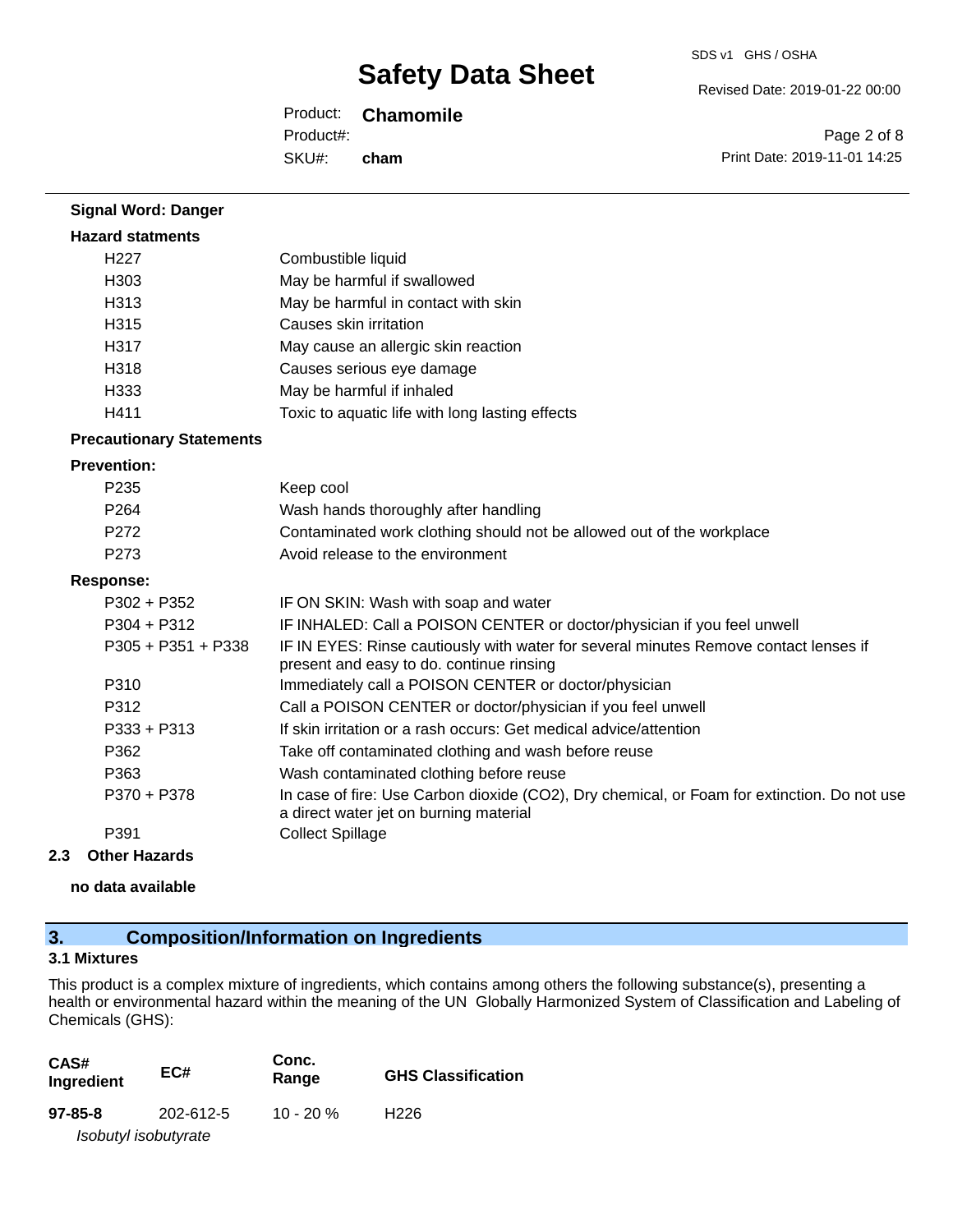**Signal Word: Danger**

**Hazard statments**

| | |
|---|---|
| H227 | Combustible liquid |
| H303 | May be harmful if swallowed |
| H313 | May be harmful in contact with skin |
| H315 | Causes skin irritation |
| H317 | May cause an allergic skin reaction |
| H318 | Causes serious eye damage |
| H333 | May be harmful if inhaled |
| H411 | Toxic to aquatic life with long lasting effects |

**Precautionary Statements**

**Prevention:**

| | |
|---|---|
| P235 | Keep cool |
| P264 | Wash hands thoroughly after handling |
| P272 | Contaminated work clothing should not be allowed out of the workplace |
| P273 | Avoid release to the environment |

**Response:**

| | |
|---|---|
| P302 + P352 | IF ON SKIN: Wash with soap and water |
| P304 + P312 | IF INHALED: Call a POISON CENTER or doctor/physician if you feel unwell |
| P305 + P351 + P338 | IF IN EYES: Rinse cautiously with water for several minutes Remove contact lenses if present and easy to do. continue rinsing |
| P310 | Immediately call a POISON CENTER or doctor/physician |
| P312 | Call a POISON CENTER or doctor/physician if you feel unwell |
| P333 + P313 | If skin irritation or a rash occurs: Get medical advice/attention |
| P362 | Take off contaminated clothing and wash before reuse |
| P363 | Wash contaminated clothing before reuse |
| P370 + P378 | In case of fire: Use Carbon dioxide ($CO_2$), Dry chemical, or Foam for extinction. Do not use a direct water jet on burning material |
| P391 | Collect Spillage |

### 2.3 Other Hazards

**no data available**

## 3. Composition/Information on Ingredients

### 3.1 Mixtures

This product is a complex mixture of ingredients, which contains among others the following substance(s), presenting a health or environmental hazard within the meaning of the UN Globally Harmonized System of Classification and Labeling of Chemicals (GHS):

| CAS# Ingredient | EC# | Conc. Range | GHS Classification |
|---|---|---|---|
| **97-85-8** *Isobutyl isobutyrate* | 202-612-5 | 10 - 20 % | H226 |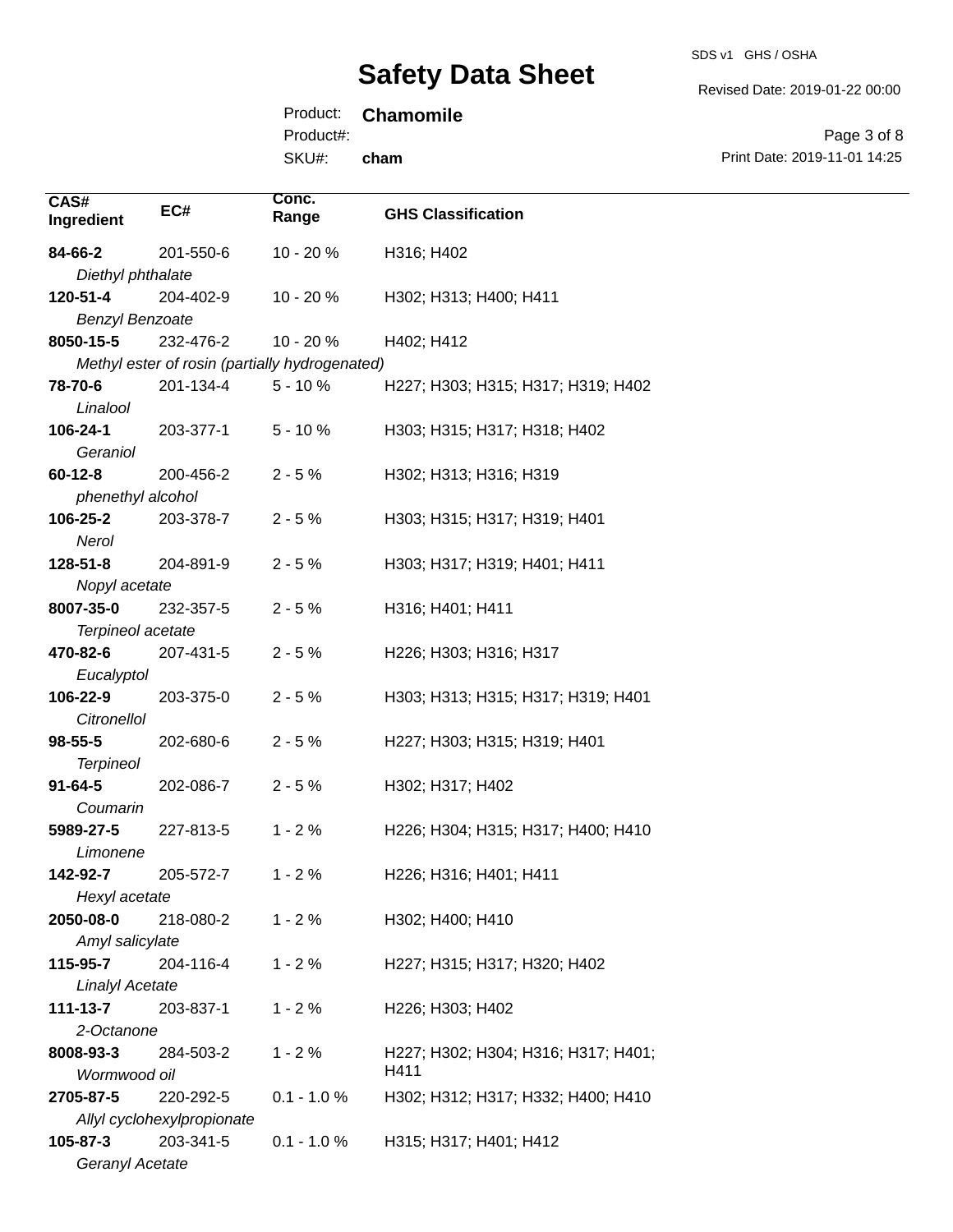| CAS# Ingredient | EC# | Conc. Range | GHS Classification |
|---|---|---|---|
| **84-66-2** *Diethyl phthalate* | 201-550-6 | 10 - 20 % | H316; H402 |
| **120-51-4** *Benzyl Benzoate* | 204-402-9 | 10 - 20 % | H302; H313; H400; H411 |
| **8050-15-5** *Methyl ester of rosin (partially hydrogenated)* | 232-476-2 | 10 - 20 % | H402; H412 |
| **78-70-6** *Linalool* | 201-134-4 | 5 - 10 % | H227; H303; H315; H317; H319; H402 |
| **106-24-1** *Geraniol* | 203-377-1 | 5 - 10 % | H303; H315; H317; H318; H402 |
| **60-12-8** *phenethyl alcohol* | 200-456-2 | 2 - 5 % | H302; H313; H316; H319 |
| **106-25-2** *Nerol* | 203-378-7 | 2 - 5 % | H303; H315; H317; H319; H401 |
| **128-51-8** *Nopyl acetate* | 204-891-9 | 2 - 5 % | H303; H317; H319; H401; H411 |
| **8007-35-0** *Terpineol acetate* | 232-357-5 | 2 - 5 % | H316; H401; H411 |
| **470-82-6** *Eucalyptol* | 207-431-5 | 2 - 5 % | H226; H303; H316; H317 |
| **106-22-9** *Citronellol* | 203-375-0 | 2 - 5 % | H303; H313; H315; H317; H319; H401 |
| **98-55-5** *Terpineol* | 202-680-6 | 2 - 5 % | H227; H303; H315; H319; H401 |
| **91-64-5** *Coumarin* | 202-086-7 | 2 - 5 % | H302; H317; H402 |
| **5989-27-5** *Limonene* | 227-813-5 | 1 - 2 % | H226; H304; H315; H317; H400; H410 |
| **142-92-7** *Hexyl acetate* | 205-572-7 | 1 - 2 % | H226; H316; H401; H411 |
| **2050-08-0** *Amyl salicylate* | 218-080-2 | 1 - 2 % | H302; H400; H410 |
| **115-95-7** *Linalyl Acetate* | 204-116-4 | 1 - 2 % | H227; H315; H317; H320; H402 |
| **111-13-7** *2-Octanone* | 203-837-1 | 1 - 2 % | H226; H303; H402 |
| **8008-93-3** *Wormwood oil* | 284-503-2 | 1 - 2 % | H227; H302; H304; H316; H317; H401; H411 |
| **2705-87-5** *Allyl cyclohexylpropionate* | 220-292-5 | 0.1 - 1.0 % | H302; H312; H317; H332; H400; H410 |
| **105-87-3** *Geranyl Acetate* | 203-341-5 | 0.1 - 1.0 % | H315; H317; H401; H412 |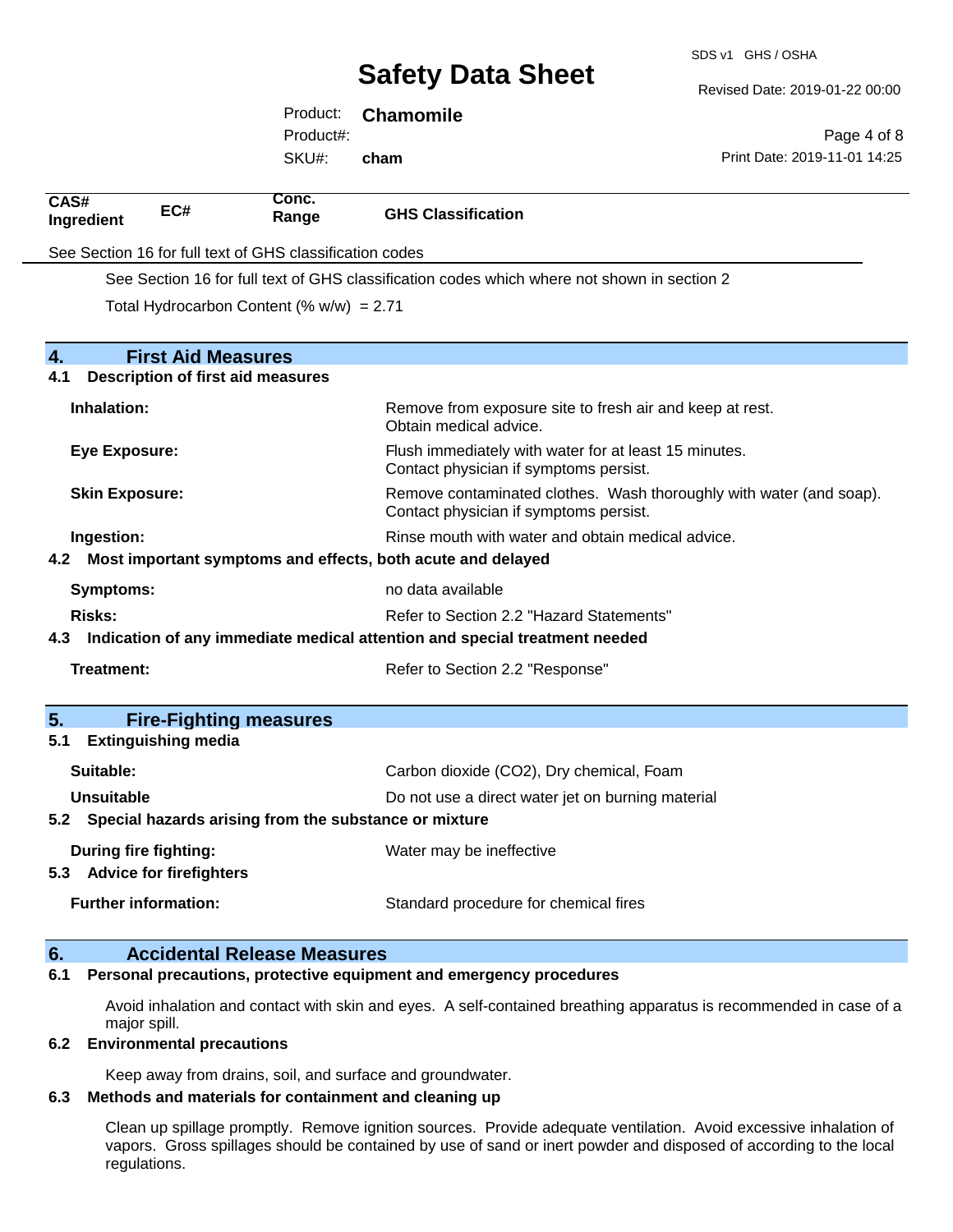| CAS# Ingredient | EC# | Conc. Range | GHS Classification |
|---|---|---|---|

See Section 16 for full text of GHS classification codes

See Section 16 for full text of GHS classification codes which where not shown in section 2

Total Hydrocarbon Content (% w/w) = 2.71

## 4. First Aid Measures

### 4.1 Description of first aid measures

**Inhalation:** Remove from exposure site to fresh air and keep at rest. Obtain medical advice.

**Eye Exposure:** Flush immediately with water for at least 15 minutes. Contact physician if symptoms persist.

**Skin Exposure:** Remove contaminated clothes. Wash thoroughly with water (and soap). Contact physician if symptoms persist.

**Ingestion:** Rinse mouth with water and obtain medical advice.

### 4.2 Most important symptoms and effects, both acute and delayed

**Symptoms:** no data available

**Risks:** Refer to Section 2.2 "Hazard Statements"

### 4.3 Indication of any immediate medical attention and special treatment needed

**Treatment:** Refer to Section 2.2 "Response"

## 5. Fire-Fighting measures

### 5.1 Extinguishing media

**Suitable:** Carbon dioxide ($CO_2$), Dry chemical, Foam

**Unsuitable** Do not use a direct water jet on burning material

### 5.2 Special hazards arising from the substance or mixture

**During fire fighting:** Water may be ineffective

### 5.3 Advice for firefighters

**Further information:** Standard procedure for chemical fires

## 6. Accidental Release Measures

### 6.1 Personal precautions, protective equipment and emergency procedures

Avoid inhalation and contact with skin and eyes. A self-contained breathing apparatus is recommended in case of a major spill.

### 6.2 Environmental precautions

Keep away from drains, soil, and surface and groundwater.

### 6.3 Methods and materials for containment and cleaning up

Clean up spillage promptly. Remove ignition sources. Provide adequate ventilation. Avoid excessive inhalation of vapors. Gross spillages should be contained by use of sand or inert powder and disposed of according to the local regulations.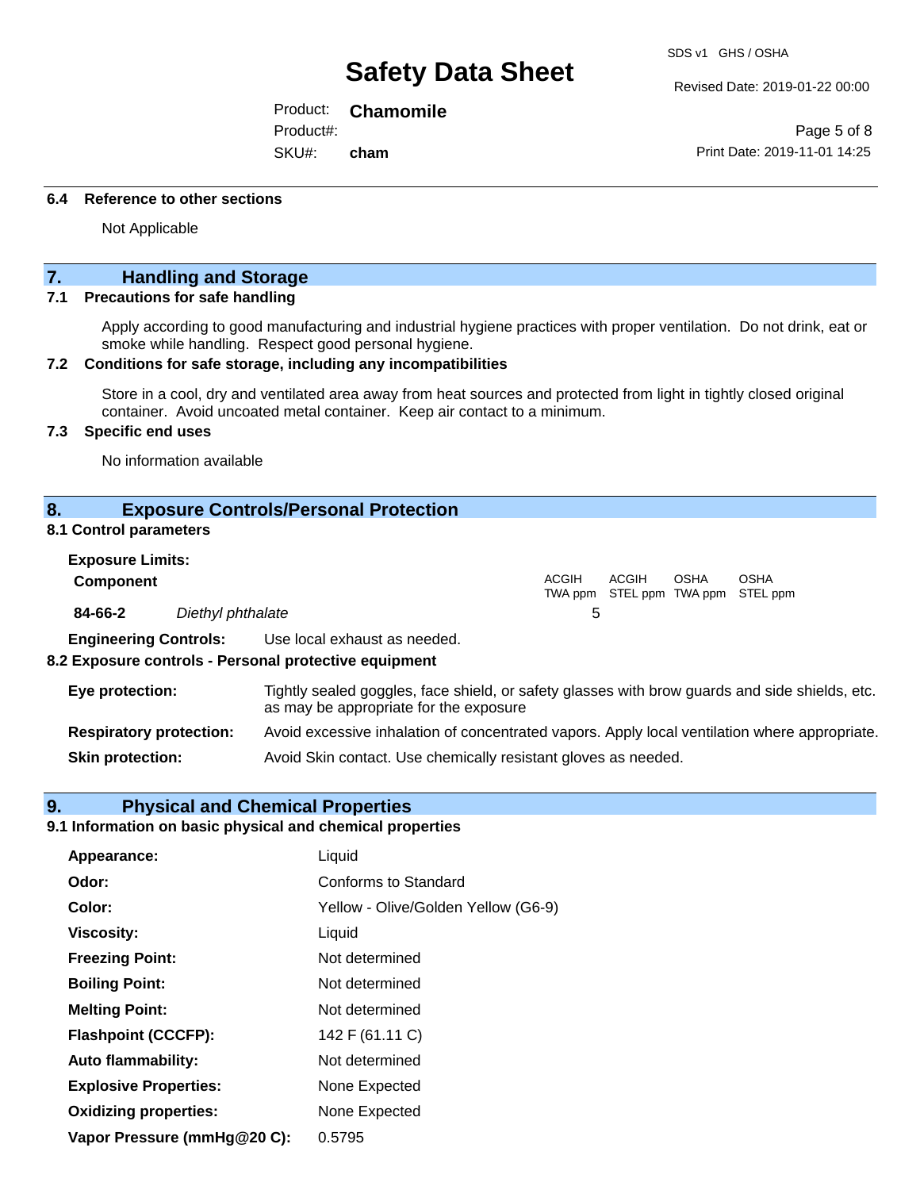### 6.4 Reference to other sections

Not Applicable

## 7. Handling and Storage

### 7.1 Precautions for safe handling

Apply according to good manufacturing and industrial hygiene practices with proper ventilation. Do not drink, eat or smoke while handling. Respect good personal hygiene.

### 7.2 Conditions for safe storage, including any incompatibilities

Store in a cool, dry and ventilated area away from heat sources and protected from light in tightly closed original container. Avoid uncoated metal container. Keep air contact to a minimum.

### 7.3 Specific end uses

No information available

## 8. Exposure Controls/Personal Protection

### 8.1 Control parameters

**Exposure Limits:**

| Component | | ACGIH TWA ppm | ACGIH STEL ppm | OSHA TWA ppm | OSHA STEL ppm |
|---|---|---|---|---|---|
| **84-66-2** | *Diethyl phthalate* | 5 | | | |

**Engineering Controls:** Use local exhaust as needed.

### 8.2 Exposure controls - Personal protective equipment

**Eye protection:** Tightly sealed goggles, face shield, or safety glasses with brow guards and side shields, etc. as may be appropriate for the exposure

**Respiratory protection:** Avoid excessive inhalation of concentrated vapors. Apply local ventilation where appropriate.

**Skin protection:** Avoid Skin contact. Use chemically resistant gloves as needed.

## 9. Physical and Chemical Properties

### 9.1 Information on basic physical and chemical properties

| | |
|---|---|
| **Appearance:** | Liquid |
| **Odor:** | Conforms to Standard |
| **Color:** | Yellow - Olive/Golden Yellow (G6-9) |
| **Viscosity:** | Liquid |
| **Freezing Point:** | Not determined |
| **Boiling Point:** | Not determined |
| **Melting Point:** | Not determined |
| **Flashpoint (CCCFP):** | 142 F (61.11 C) |
| **Auto flammability:** | Not determined |
| **Explosive Properties:** | None Expected |
| **Oxidizing properties:** | None Expected |
| **Vapor Pressure (mmHg@20 C):** | 0.5795 |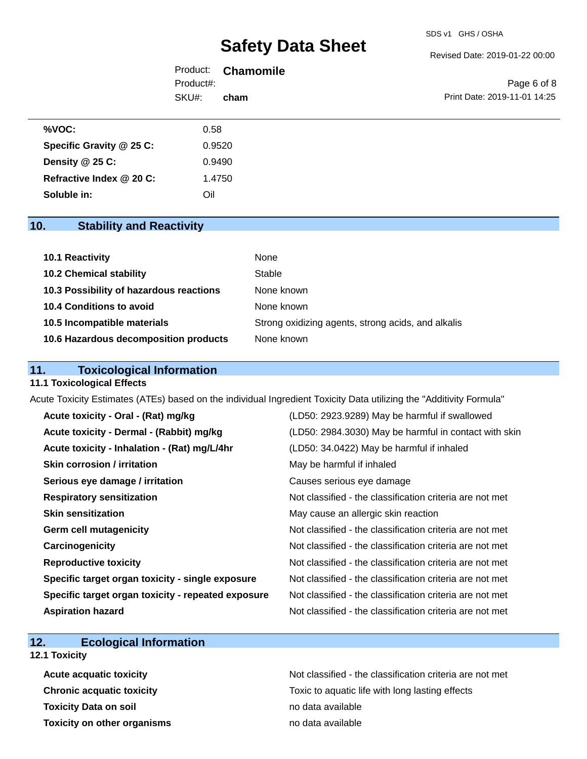| | |
|---|---|
| **%VOC:** | 0.58 |
| **Specific Gravity @ 25 C:** | 0.9520 |
| **Density @ 25 C:** | 0.9490 |
| **Refractive Index @ 20 C:** | 1.4750 |
| **Soluble in:** | Oil |

## 10. Stability and Reactivity

| | |
|---|---|
| **10.1 Reactivity** | None |
| **10.2 Chemical stability** | Stable |
| **10.3 Possibility of hazardous reactions** | None known |
| **10.4 Conditions to avoid** | None known |
| **10.5 Incompatible materials** | Strong oxidizing agents, strong acids, and alkalis |
| **10.6 Hazardous decomposition products** | None known |

## 11. Toxicological Information

### 11.1 Toxicological Effects

Acute Toxicity Estimates (ATEs) based on the individual Ingredient Toxicity Data utilizing the "Additivity Formula"

| | |
|---|---|
| **Acute toxicity - Oral - (Rat) mg/kg** | (LD50: 2923.9289) May be harmful if swallowed |
| **Acute toxicity - Dermal - (Rabbit) mg/kg** | (LD50: 2984.3030) May be harmful in contact with skin |
| **Acute toxicity - Inhalation - (Rat) mg/L/4hr** | (LD50: 34.0422) May be harmful if inhaled |
| **Skin corrosion / irritation** | May be harmful if inhaled |
| **Serious eye damage / irritation** | Causes serious eye damage |
| **Respiratory sensitization** | Not classified - the classification criteria are not met |
| **Skin sensitization** | May cause an allergic skin reaction |
| **Germ cell mutagenicity** | Not classified - the classification criteria are not met |
| **Carcinogenicity** | Not classified - the classification criteria are not met |
| **Reproductive toxicity** | Not classified - the classification criteria are not met |
| **Specific target organ toxicity - single exposure** | Not classified - the classification criteria are not met |
| **Specific target organ toxicity - repeated exposure** | Not classified - the classification criteria are not met |
| **Aspiration hazard** | Not classified - the classification criteria are not met |

## 12. Ecological Information

### 12.1 Toxicity

| | |
|---|---|
| **Acute acquatic toxicity** | Not classified - the classification criteria are not met |
| **Chronic acquatic toxicity** | Toxic to aquatic life with long lasting effects |
| **Toxicity Data on soil** | no data available |
| **Toxicity on other organisms** | no data available |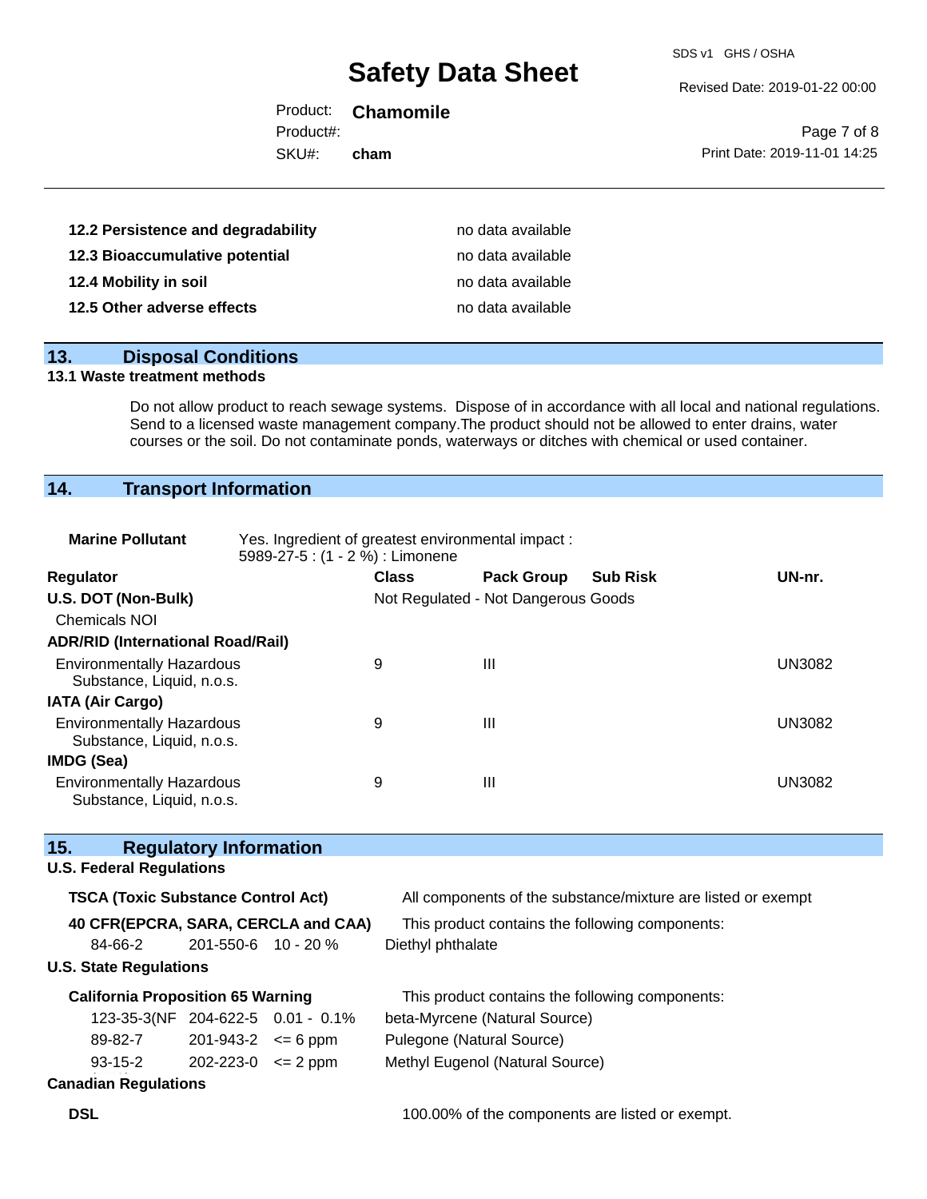| | |
|---|---|
| **12.2 Persistence and degradability** | no data available |
| **12.3 Bioaccumulative potential** | no data available |
| **12.4 Mobility in soil** | no data available |
| **12.5 Other adverse effects** | no data available |

## 13. Disposal Conditions

### 13.1 Waste treatment methods

Do not allow product to reach sewage systems. Dispose of in accordance with all local and national regulations. Send to a licensed waste management company.The product should not be allowed to enter drains, water courses or the soil. Do not contaminate ponds, waterways or ditches with chemical or used container.

## 14. Transport Information

**Marine Pollutant** Yes. Ingredient of greatest environmental impact : 5989-27-5 : (1 - 2 %) : Limonene

| Regulator | Class | Pack Group | Sub Risk | UN-nr. |
|---|---|---|---|---|
| **U.S. DOT (Non-Bulk)** | Not Regulated - Not Dangerous Goods | | | |
| Chemicals NOI | | | | |
| **ADR/RID (International Road/Rail)** | | | | |
| Environmentally Hazardous Substance, Liquid, n.o.s. | 9 | III | | UN3082 |
| **IATA (Air Cargo)** | | | | |
| Environmentally Hazardous Substance, Liquid, n.o.s. | 9 | III | | UN3082 |
| **IMDG (Sea)** | | | | |
| Environmentally Hazardous Substance, Liquid, n.o.s. | 9 | III | | UN3082 |

## 15. Regulatory Information

### U.S. Federal Regulations

**TSCA (Toxic Substance Control Act)** All components of the substance/mixture are listed or exempt

**40 CFR(EPCRA, SARA, CERCLA and CAA)** This product contains the following components:

| | | | |
|---|---|---|---|
| 84-66-2 | 201-550-6 | 10 - 20 % | Diethyl phthalate |

### U.S. State Regulations

**California Proposition 65 Warning** This product contains the following components:

| | | | |
|---|---|---|---|
| 123-35-3(NF | 204-622-5 | 0.01 - 0.1% | beta-Myrcene (Natural Source) |
| 89-82-7 | 201-943-2 | <= 6 ppm | Pulegone (Natural Source) |
| 93-15-2 | 202-223-0 | <= 2 ppm | Methyl Eugenol (Natural Source) |

### Canadian Regulations

**DSL** 100.00% of the components are listed or exempt.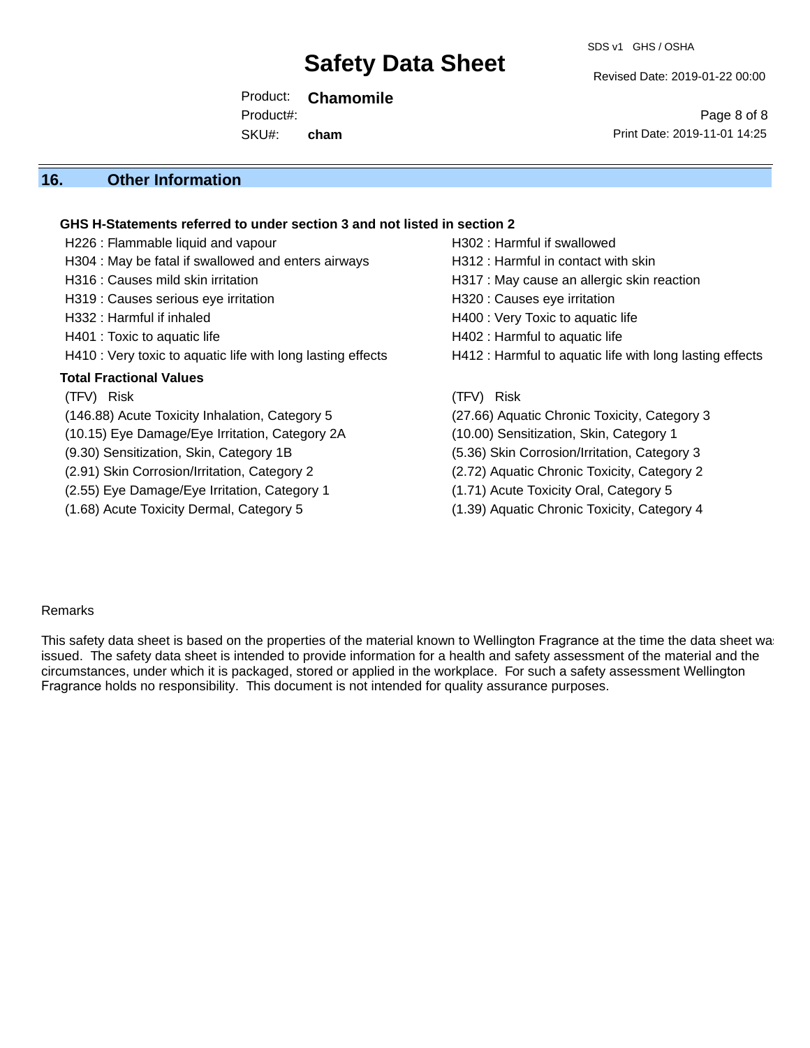## 16. Other Information

**GHS H-Statements referred to under section 3 and not listed in section 2**

H226 : Flammable liquid and vapour
H302 : Harmful if swallowed
H304 : May be fatal if swallowed and enters airways
H312 : Harmful in contact with skin
H316 : Causes mild skin irritation
H317 : May cause an allergic skin reaction
H319 : Causes serious eye irritation
H320 : Causes eye irritation
H332 : Harmful if inhaled
H400 : Very Toxic to aquatic life
H401 : Toxic to aquatic life
H402 : Harmful to aquatic life
H410 : Very toxic to aquatic life with long lasting effects
H412 : Harmful to aquatic life with long lasting effects

**Total Fractional Values**

| (TFV) Risk | (TFV) Risk |
|---|---|
| (146.88) Acute Toxicity Inhalation, Category 5 | (27.66) Aquatic Chronic Toxicity, Category 3 |
| (10.15) Eye Damage/Eye Irritation, Category 2A | (10.00) Sensitization, Skin, Category 1 |
| (9.30) Sensitization, Skin, Category 1B | (5.36) Skin Corrosion/Irritation, Category 3 |
| (2.91) Skin Corrosion/Irritation, Category 2 | (2.72) Aquatic Chronic Toxicity, Category 2 |
| (2.55) Eye Damage/Eye Irritation, Category 1 | (1.71) Acute Toxicity Oral, Category 5 |
| (1.68) Acute Toxicity Dermal, Category 5 | (1.39) Aquatic Chronic Toxicity, Category 4 |

Remarks

This safety data sheet is based on the properties of the material known to Wellington Fragrance at the time the data sheet was issued. The safety data sheet is intended to provide information for a health and safety assessment of the material and the circumstances, under which it is packaged, stored or applied in the workplace. For such a safety assessment Wellington Fragrance holds no responsibility. This document is not intended for quality assurance purposes.